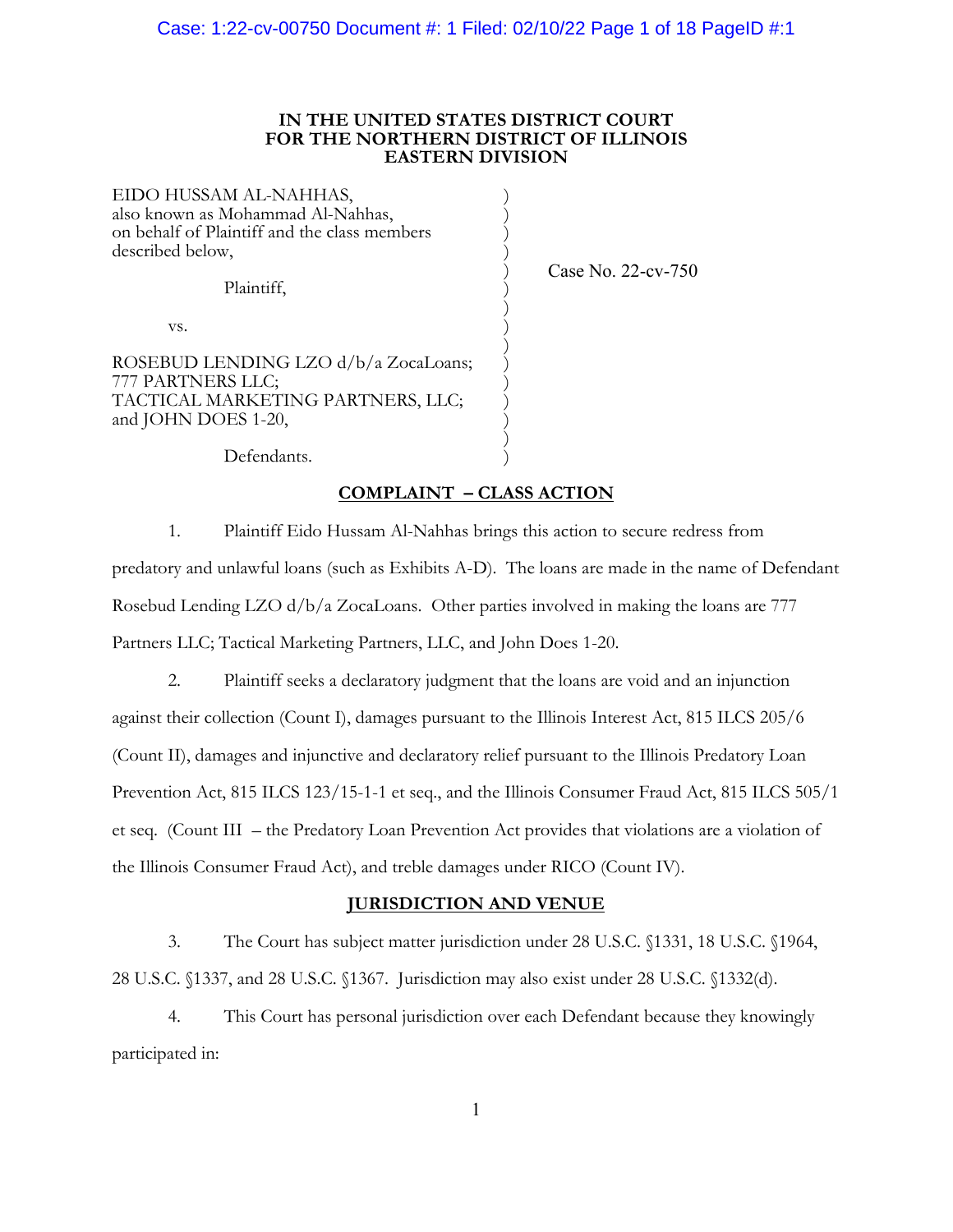**IN THE UNITED STATES DISTRICT COURT**
**FOR THE NORTHERN DISTRICT OF ILLINOIS**
**EASTERN DIVISION**

| | |
|---|---|
| EIDO HUSSAM AL-NAHHAS, also known as Mohammad Al-Nahhas, on behalf of Plaintiff and the class members described below,<br><br>Plaintiff,<br><br>vs.<br><br>ROSEBUD LENDING LZO d/b/a ZocaLoans; 777 PARTNERS LLC; TACTICAL MARKETING PARTNERS, LLC; and JOHN DOES 1-20,<br><br>Defendants. | Case No. 22-cv-750 |

## COMPLAINT – CLASS ACTION

1. Plaintiff Eido Hussam Al-Nahhas brings this action to secure redress from predatory and unlawful loans (such as Exhibits A-D). The loans are made in the name of Defendant Rosebud Lending LZO d/b/a ZocaLoans. Other parties involved in making the loans are 777 Partners LLC; Tactical Marketing Partners, LLC, and John Does 1-20.

2. Plaintiff seeks a declaratory judgment that the loans are void and an injunction against their collection (Count I), damages pursuant to the Illinois Interest Act, 815 ILCS 205/6 (Count II), damages and injunctive and declaratory relief pursuant to the Illinois Predatory Loan Prevention Act, 815 ILCS 123/15-1-1 et seq., and the Illinois Consumer Fraud Act, 815 ILCS 505/1 et seq. (Count III – the Predatory Loan Prevention Act provides that violations are a violation of the Illinois Consumer Fraud Act), and treble damages under RICO (Count IV).

## JURISDICTION AND VENUE

3. The Court has subject matter jurisdiction under 28 U.S.C. §1331, 18 U.S.C. §1964, 28 U.S.C. §1337, and 28 U.S.C. §1367. Jurisdiction may also exist under 28 U.S.C. §1332(d).

4. This Court has personal jurisdiction over each Defendant because they knowingly participated in: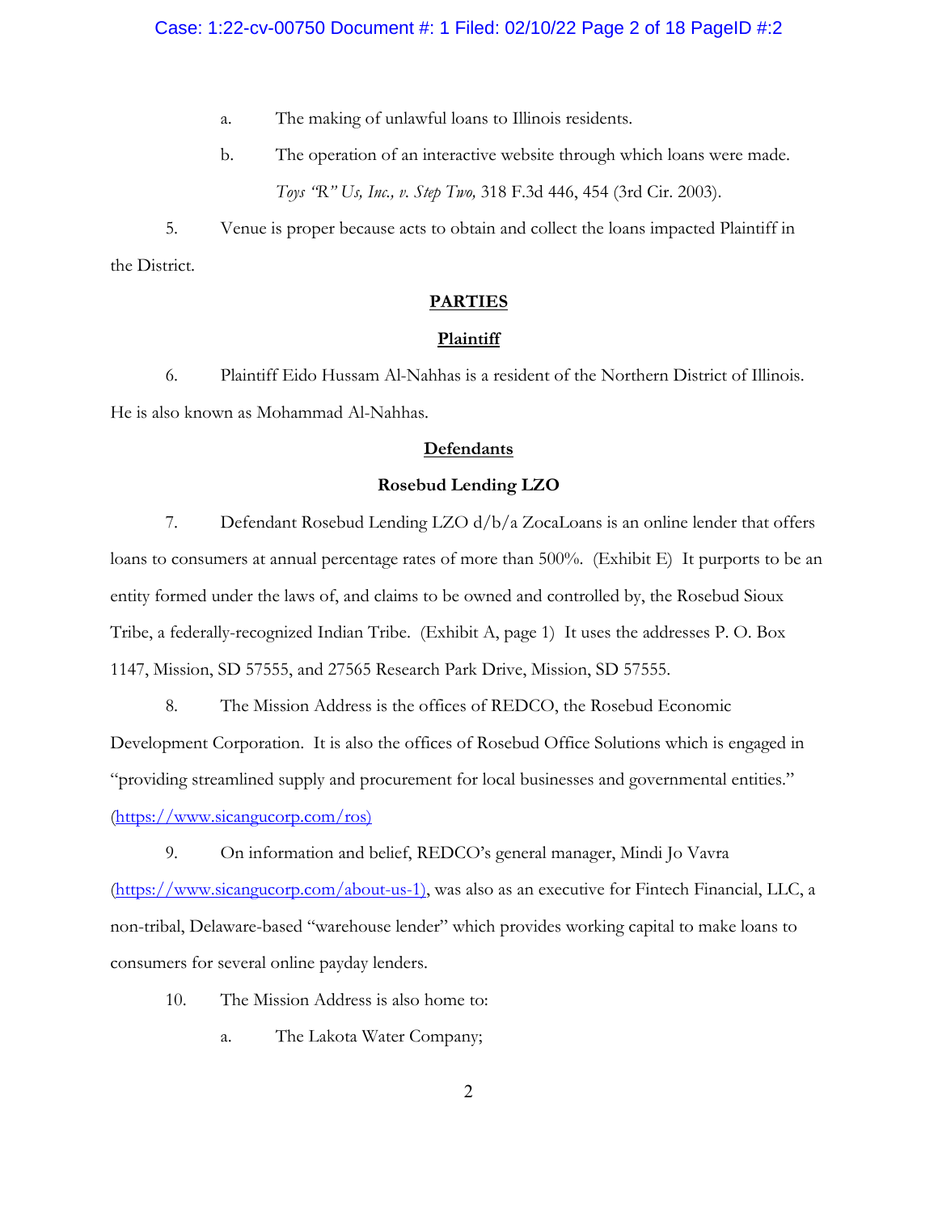a. The making of unlawful loans to Illinois residents.

b. The operation of an interactive website through which loans were made. *Toys "R" Us, Inc., v. Step Two,* 318 F.3d 446, 454 (3rd Cir. 2003).

5. Venue is proper because acts to obtain and collect the loans impacted Plaintiff in the District.

## PARTIES

### Plaintiff

6. Plaintiff Eido Hussam Al-Nahhas is a resident of the Northern District of Illinois. He is also known as Mohammad Al-Nahhas.

### Defendants

#### Rosebud Lending LZO

7. Defendant Rosebud Lending LZO d/b/a ZocaLoans is an online lender that offers loans to consumers at annual percentage rates of more than 500%. (Exhibit E) It purports to be an entity formed under the laws of, and claims to be owned and controlled by, the Rosebud Sioux Tribe, a federally-recognized Indian Tribe. (Exhibit A, page 1) It uses the addresses P. O. Box 1147, Mission, SD 57555, and 27565 Research Park Drive, Mission, SD 57555.

8. The Mission Address is the offices of REDCO, the Rosebud Economic Development Corporation. It is also the offices of Rosebud Office Solutions which is engaged in "providing streamlined supply and procurement for local businesses and governmental entities." (https://www.sicangucorp.com/ros)

9. On information and belief, REDCO's general manager, Mindi Jo Vavra (https://www.sicangucorp.com/about-us-1), was also as an executive for Fintech Financial, LLC, a non-tribal, Delaware-based "warehouse lender" which provides working capital to make loans to consumers for several online payday lenders.

10. The Mission Address is also home to:

a. The Lakota Water Company;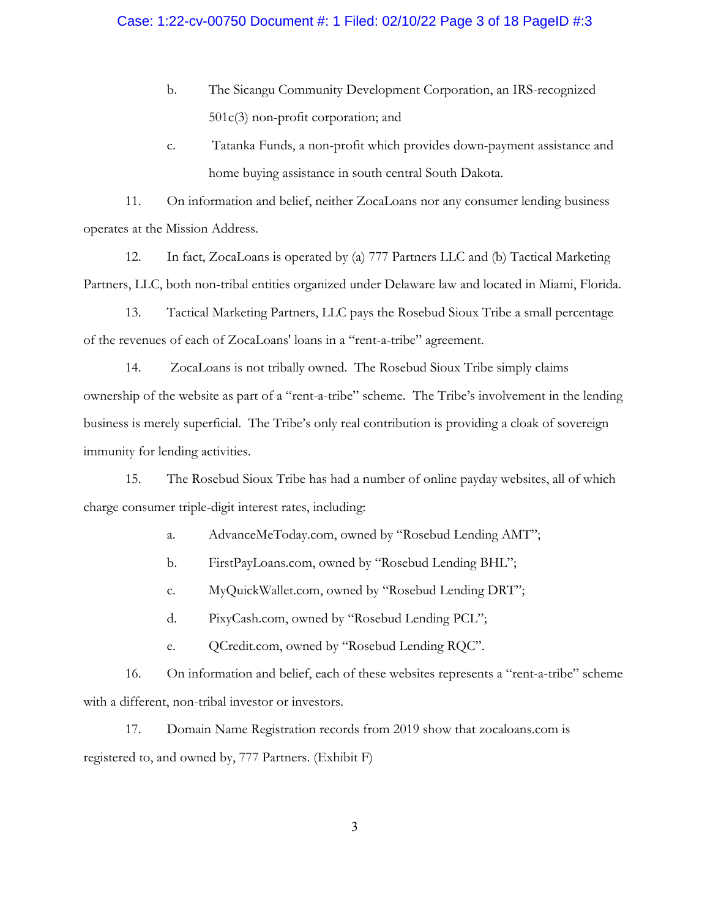b. The Sicangu Community Development Corporation, an IRS-recognized 501c(3) non-profit corporation; and

c. Tatanka Funds, a non-profit which provides down-payment assistance and home buying assistance in south central South Dakota.

11. On information and belief, neither ZocaLoans nor any consumer lending business operates at the Mission Address.

12. In fact, ZocaLoans is operated by (a) 777 Partners LLC and (b) Tactical Marketing Partners, LLC, both non-tribal entities organized under Delaware law and located in Miami, Florida.

13. Tactical Marketing Partners, LLC pays the Rosebud Sioux Tribe a small percentage of the revenues of each of ZocaLoans' loans in a "rent-a-tribe" agreement.

14. ZocaLoans is not tribally owned. The Rosebud Sioux Tribe simply claims ownership of the website as part of a "rent-a-tribe" scheme. The Tribe's involvement in the lending business is merely superficial. The Tribe's only real contribution is providing a cloak of sovereign immunity for lending activities.

15. The Rosebud Sioux Tribe has had a number of online payday websites, all of which charge consumer triple-digit interest rates, including:

a. AdvanceMeToday.com, owned by "Rosebud Lending AMT";

b. FirstPayLoans.com, owned by "Rosebud Lending BHL";

c. MyQuickWallet.com, owned by "Rosebud Lending DRT";

d. PixyCash.com, owned by "Rosebud Lending PCL";

e. QCredit.com, owned by "Rosebud Lending RQC".

16. On information and belief, each of these websites represents a "rent-a-tribe" scheme with a different, non-tribal investor or investors.

17. Domain Name Registration records from 2019 show that zocaloans.com is registered to, and owned by, 777 Partners. (Exhibit F)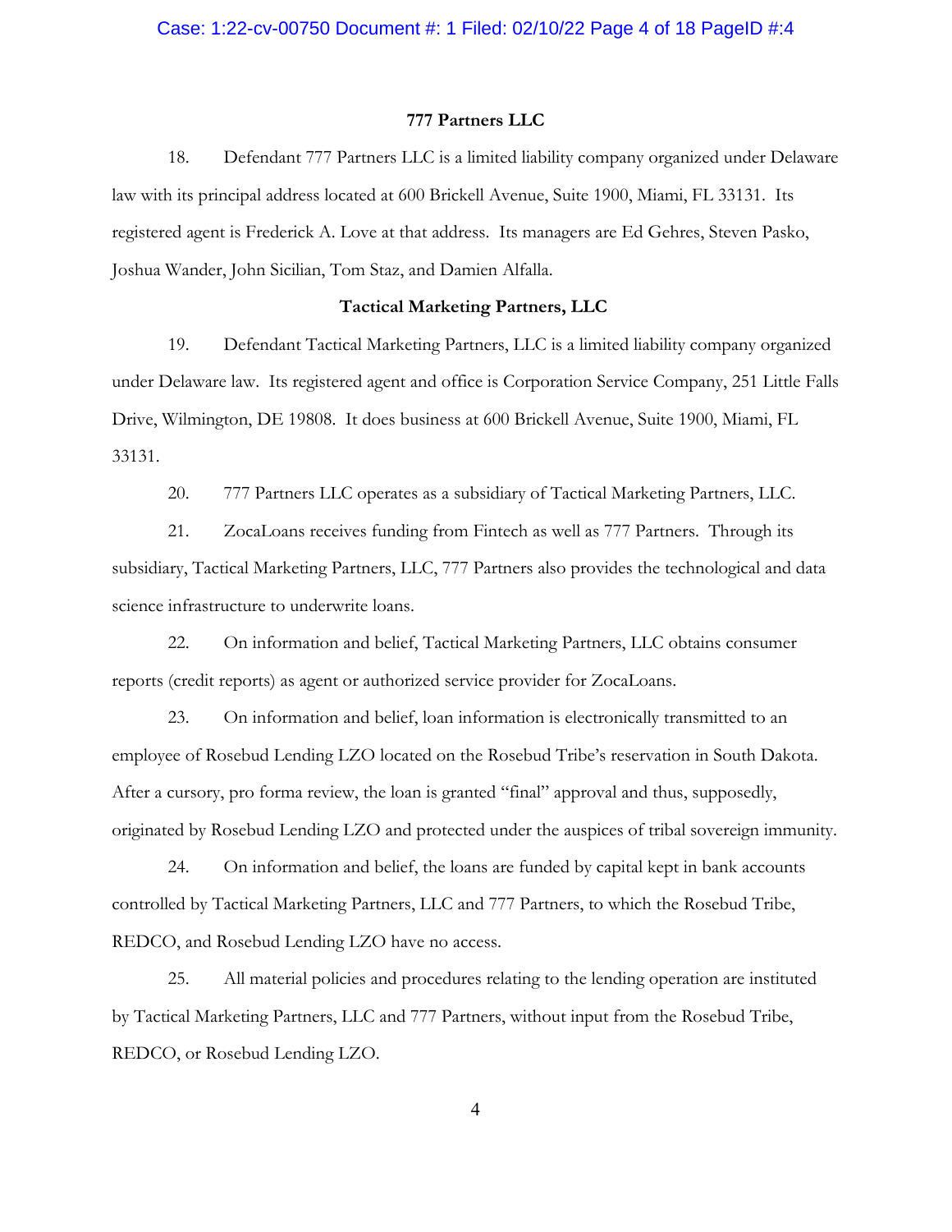**777 Partners LLC**

18. Defendant 777 Partners LLC is a limited liability company organized under Delaware law with its principal address located at 600 Brickell Avenue, Suite 1900, Miami, FL 33131. Its registered agent is Frederick A. Love at that address. Its managers are Ed Gehres, Steven Pasko, Joshua Wander, John Sicilian, Tom Staz, and Damien Alfalla.

**Tactical Marketing Partners, LLC**

19. Defendant Tactical Marketing Partners, LLC is a limited liability company organized under Delaware law. Its registered agent and office is Corporation Service Company, 251 Little Falls Drive, Wilmington, DE 19808. It does business at 600 Brickell Avenue, Suite 1900, Miami, FL 33131.

20. 777 Partners LLC operates as a subsidiary of Tactical Marketing Partners, LLC.

21. ZocaLoans receives funding from Fintech as well as 777 Partners. Through its subsidiary, Tactical Marketing Partners, LLC, 777 Partners also provides the technological and data science infrastructure to underwrite loans.

22. On information and belief, Tactical Marketing Partners, LLC obtains consumer reports (credit reports) as agent or authorized service provider for ZocaLoans.

23. On information and belief, loan information is electronically transmitted to an employee of Rosebud Lending LZO located on the Rosebud Tribe's reservation in South Dakota. After a cursory, pro forma review, the loan is granted "final" approval and thus, supposedly, originated by Rosebud Lending LZO and protected under the auspices of tribal sovereign immunity.

24. On information and belief, the loans are funded by capital kept in bank accounts controlled by Tactical Marketing Partners, LLC and 777 Partners, to which the Rosebud Tribe, REDCO, and Rosebud Lending LZO have no access.

25. All material policies and procedures relating to the lending operation are instituted by Tactical Marketing Partners, LLC and 777 Partners, without input from the Rosebud Tribe, REDCO, or Rosebud Lending LZO.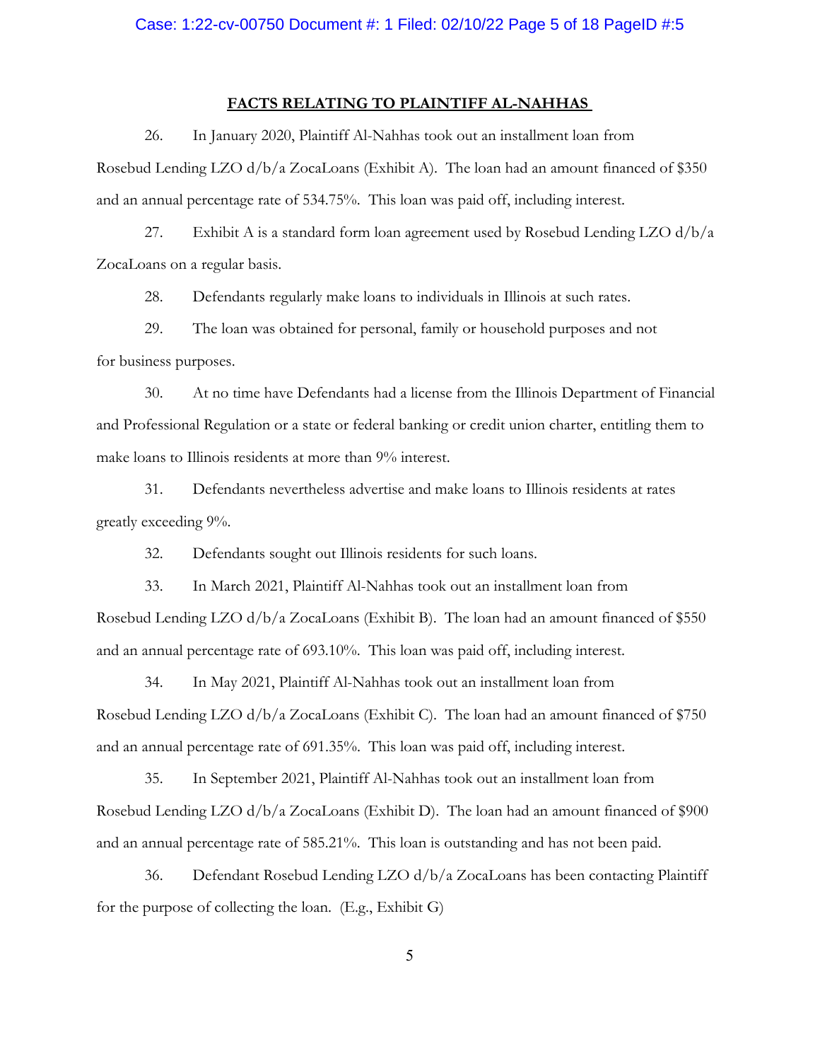**FACTS RELATING TO PLAINTIFF AL-NAHHAS**

26. In January 2020, Plaintiff Al-Nahhas took out an installment loan from Rosebud Lending LZO d/b/a ZocaLoans (Exhibit A). The loan had an amount financed of $350 and an annual percentage rate of 534.75%. This loan was paid off, including interest.

27. Exhibit A is a standard form loan agreement used by Rosebud Lending LZO d/b/a ZocaLoans on a regular basis.

28. Defendants regularly make loans to individuals in Illinois at such rates.

29. The loan was obtained for personal, family or household purposes and not for business purposes.

30. At no time have Defendants had a license from the Illinois Department of Financial and Professional Regulation or a state or federal banking or credit union charter, entitling them to make loans to Illinois residents at more than 9% interest.

31. Defendants nevertheless advertise and make loans to Illinois residents at rates greatly exceeding 9%.

32. Defendants sought out Illinois residents for such loans.

33. In March 2021, Plaintiff Al-Nahhas took out an installment loan from Rosebud Lending LZO d/b/a ZocaLoans (Exhibit B). The loan had an amount financed of $550 and an annual percentage rate of 693.10%. This loan was paid off, including interest.

34. In May 2021, Plaintiff Al-Nahhas took out an installment loan from Rosebud Lending LZO d/b/a ZocaLoans (Exhibit C). The loan had an amount financed of $750 and an annual percentage rate of 691.35%. This loan was paid off, including interest.

35. In September 2021, Plaintiff Al-Nahhas took out an installment loan from Rosebud Lending LZO d/b/a ZocaLoans (Exhibit D). The loan had an amount financed of $900 and an annual percentage rate of 585.21%. This loan is outstanding and has not been paid.

36. Defendant Rosebud Lending LZO d/b/a ZocaLoans has been contacting Plaintiff for the purpose of collecting the loan. (E.g., Exhibit G)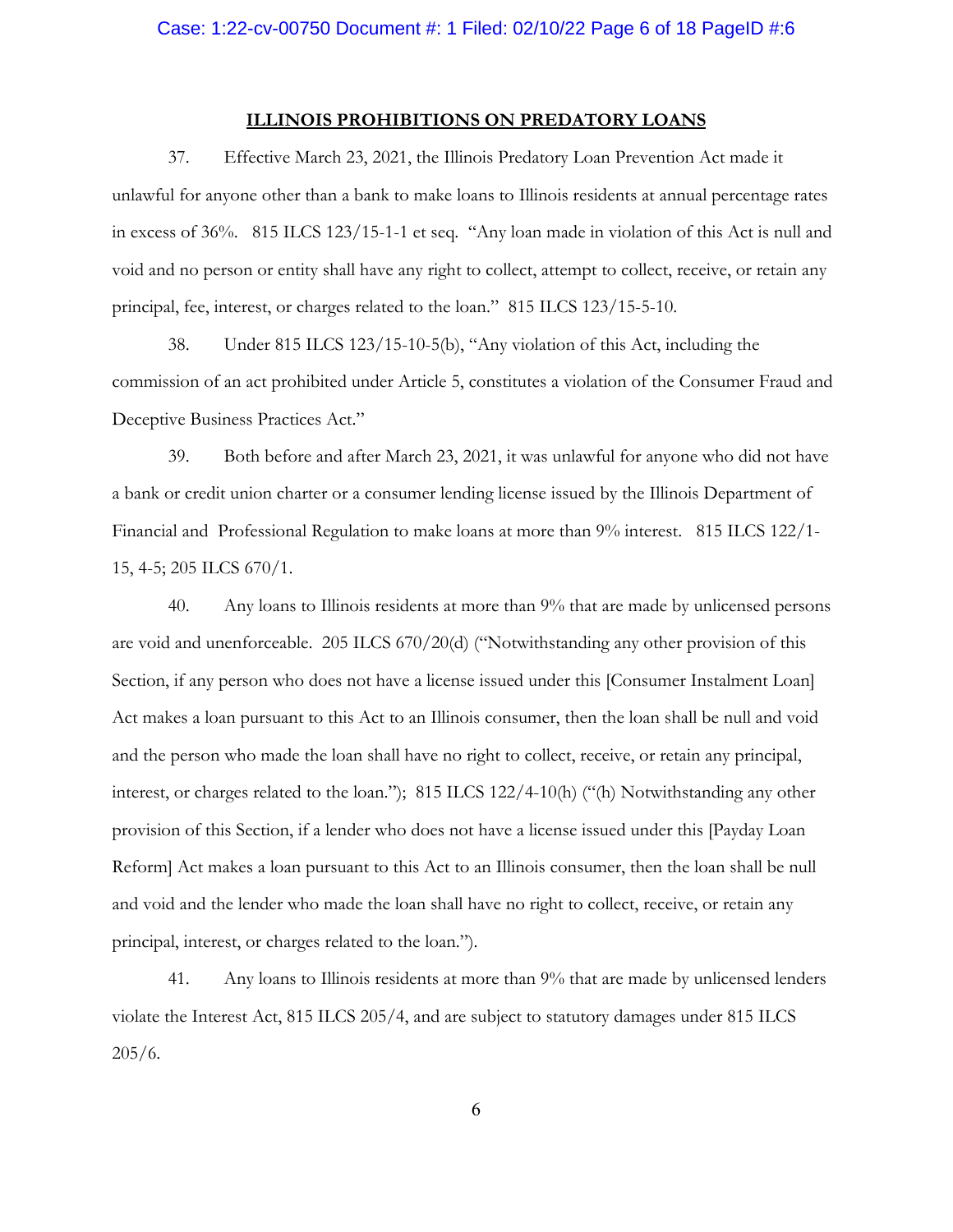## ILLINOIS PROHIBITIONS ON PREDATORY LOANS

37. Effective March 23, 2021, the Illinois Predatory Loan Prevention Act made it unlawful for anyone other than a bank to make loans to Illinois residents at annual percentage rates in excess of 36%. 815 ILCS 123/15-1-1 et seq. "Any loan made in violation of this Act is null and void and no person or entity shall have any right to collect, attempt to collect, receive, or retain any principal, fee, interest, or charges related to the loan." 815 ILCS 123/15-5-10.

38. Under 815 ILCS 123/15-10-5(b), "Any violation of this Act, including the commission of an act prohibited under Article 5, constitutes a violation of the Consumer Fraud and Deceptive Business Practices Act."

39. Both before and after March 23, 2021, it was unlawful for anyone who did not have a bank or credit union charter or a consumer lending license issued by the Illinois Department of Financial and Professional Regulation to make loans at more than 9% interest. 815 ILCS 122/1-15, 4-5; 205 ILCS 670/1.

40. Any loans to Illinois residents at more than 9% that are made by unlicensed persons are void and unenforceable. 205 ILCS 670/20(d) ("Notwithstanding any other provision of this Section, if any person who does not have a license issued under this [Consumer Instalment Loan] Act makes a loan pursuant to this Act to an Illinois consumer, then the loan shall be null and void and the person who made the loan shall have no right to collect, receive, or retain any principal, interest, or charges related to the loan."); 815 ILCS 122/4-10(h) ("(h) Notwithstanding any other provision of this Section, if a lender who does not have a license issued under this [Payday Loan Reform] Act makes a loan pursuant to this Act to an Illinois consumer, then the loan shall be null and void and the lender who made the loan shall have no right to collect, receive, or retain any principal, interest, or charges related to the loan.").

41. Any loans to Illinois residents at more than 9% that are made by unlicensed lenders violate the Interest Act, 815 ILCS 205/4, and are subject to statutory damages under 815 ILCS 205/6.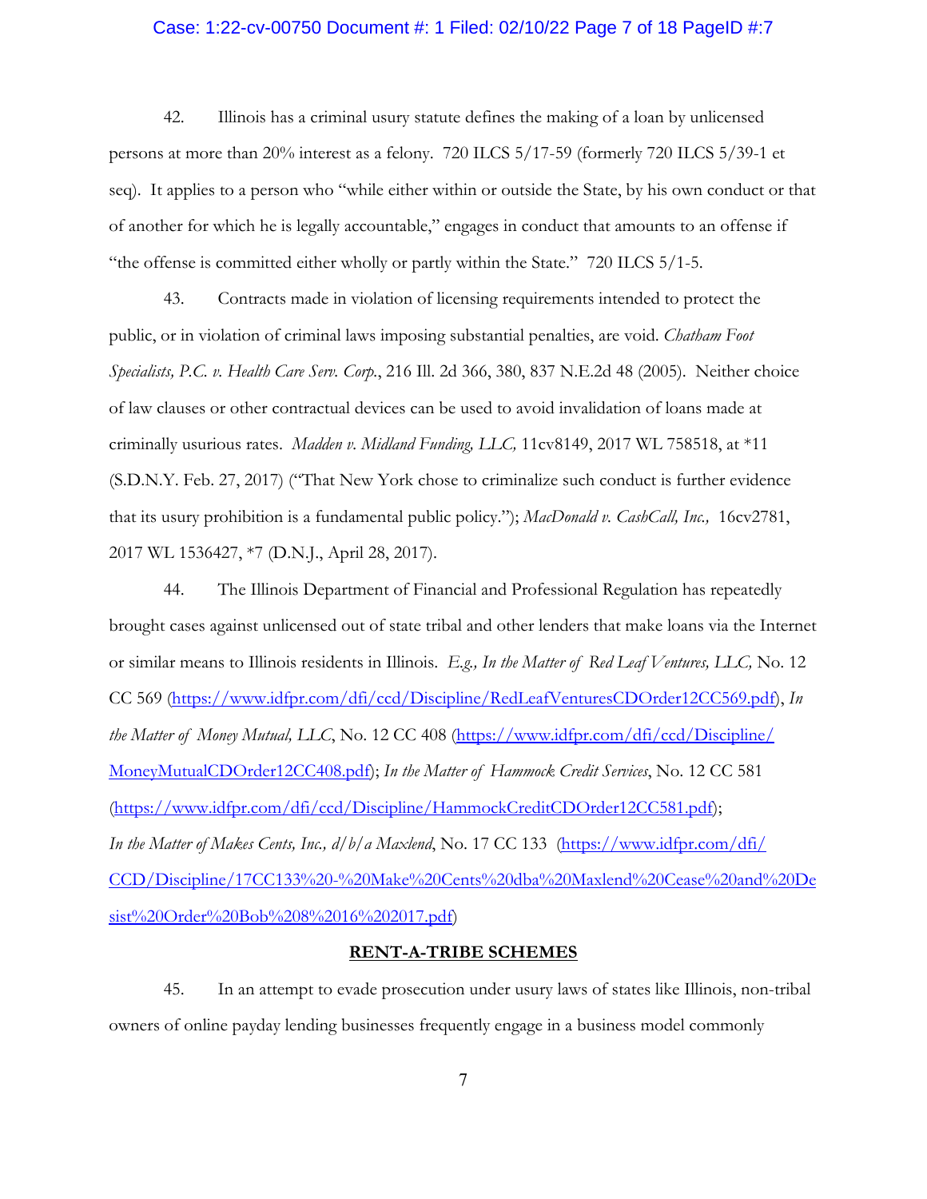42. Illinois has a criminal usury statute defines the making of a loan by unlicensed persons at more than 20% interest as a felony. 720 ILCS 5/17-59 (formerly 720 ILCS 5/39-1 et seq). It applies to a person who "while either within or outside the State, by his own conduct or that of another for which he is legally accountable," engages in conduct that amounts to an offense if "the offense is committed either wholly or partly within the State." 720 ILCS 5/1-5.

43. Contracts made in violation of licensing requirements intended to protect the public, or in violation of criminal laws imposing substantial penalties, are void. *Chatham Foot Specialists, P.C. v. Health Care Serv. Corp.*, 216 Ill. 2d 366, 380, 837 N.E.2d 48 (2005). Neither choice of law clauses or other contractual devices can be used to avoid invalidation of loans made at criminally usurious rates. *Madden v. Midland Funding, LLC,* 11cv8149, 2017 WL 758518, at *11 (S.D.N.Y. Feb. 27, 2017) ("That New York chose to criminalize such conduct is further evidence that its usury prohibition is a fundamental public policy."); *MacDonald v. CashCall, Inc.,* 16cv2781, 2017 WL 1536427, *7 (D.N.J., April 28, 2017).

44. The Illinois Department of Financial and Professional Regulation has repeatedly brought cases against unlicensed out of state tribal and other lenders that make loans via the Internet or similar means to Illinois residents in Illinois. *E.g., In the Matter of Red Leaf Ventures, LLC,* No. 12 CC 569 (https://www.idfpr.com/dfi/ccd/Discipline/RedLeafVenturesCDOrder12CC569.pdf), *In the Matter of Money Mutual, LLC*, No. 12 CC 408 (https://www.idfpr.com/dfi/ccd/Discipline/MoneyMutualCDOrder12CC408.pdf); *In the Matter of Hammock Credit Services*, No. 12 CC 581 (https://www.idfpr.com/dfi/ccd/Discipline/HammockCreditCDOrder12CC581.pdf); *In the Matter of Makes Cents, Inc., d/b/a Maxlend*, No. 17 CC 133 (https://www.idfpr.com/dfi/CCD/Discipline/17CC133%20-%20Make%20Cents%20dba%20Maxlend%20Cease%20and%20Desist%20Order%20Bob%208%2016%202017.pdf)

**RENT-A-TRIBE SCHEMES**

45. In an attempt to evade prosecution under usury laws of states like Illinois, non-tribal owners of online payday lending businesses frequently engage in a business model commonly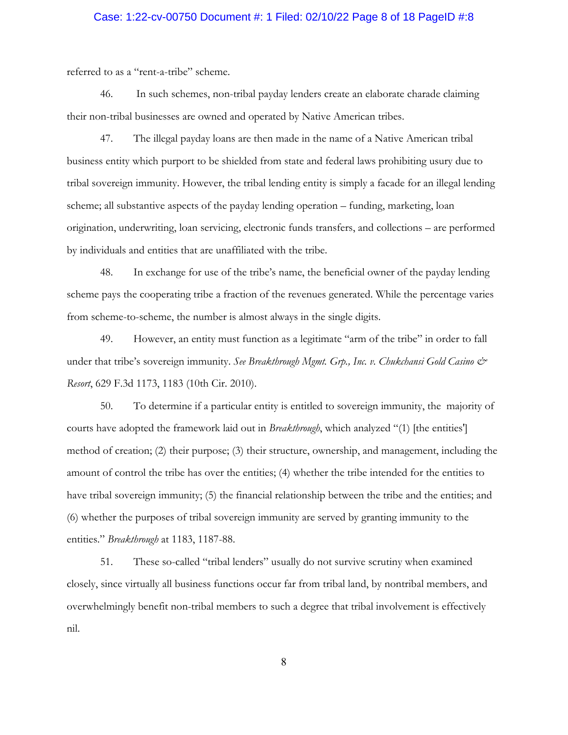referred to as a "rent-a-tribe" scheme.

46. In such schemes, non-tribal payday lenders create an elaborate charade claiming their non-tribal businesses are owned and operated by Native American tribes.

47. The illegal payday loans are then made in the name of a Native American tribal business entity which purport to be shielded from state and federal laws prohibiting usury due to tribal sovereign immunity. However, the tribal lending entity is simply a facade for an illegal lending scheme; all substantive aspects of the payday lending operation – funding, marketing, loan origination, underwriting, loan servicing, electronic funds transfers, and collections – are performed by individuals and entities that are unaffiliated with the tribe.

48. In exchange for use of the tribe's name, the beneficial owner of the payday lending scheme pays the cooperating tribe a fraction of the revenues generated. While the percentage varies from scheme-to-scheme, the number is almost always in the single digits.

49. However, an entity must function as a legitimate "arm of the tribe" in order to fall under that tribe's sovereign immunity. *See Breakthrough Mgmt. Grp., Inc. v. Chukchansi Gold Casino & Resort*, 629 F.3d 1173, 1183 (10th Cir. 2010).

50. To determine if a particular entity is entitled to sovereign immunity, the majority of courts have adopted the framework laid out in *Breakthrough*, which analyzed "(1) [the entities'] method of creation; (2) their purpose; (3) their structure, ownership, and management, including the amount of control the tribe has over the entities; (4) whether the tribe intended for the entities to have tribal sovereign immunity; (5) the financial relationship between the tribe and the entities; and (6) whether the purposes of tribal sovereign immunity are served by granting immunity to the entities." *Breakthrough* at 1183, 1187-88.

51. These so-called "tribal lenders" usually do not survive scrutiny when examined closely, since virtually all business functions occur far from tribal land, by nontribal members, and overwhelmingly benefit non-tribal members to such a degree that tribal involvement is effectively nil.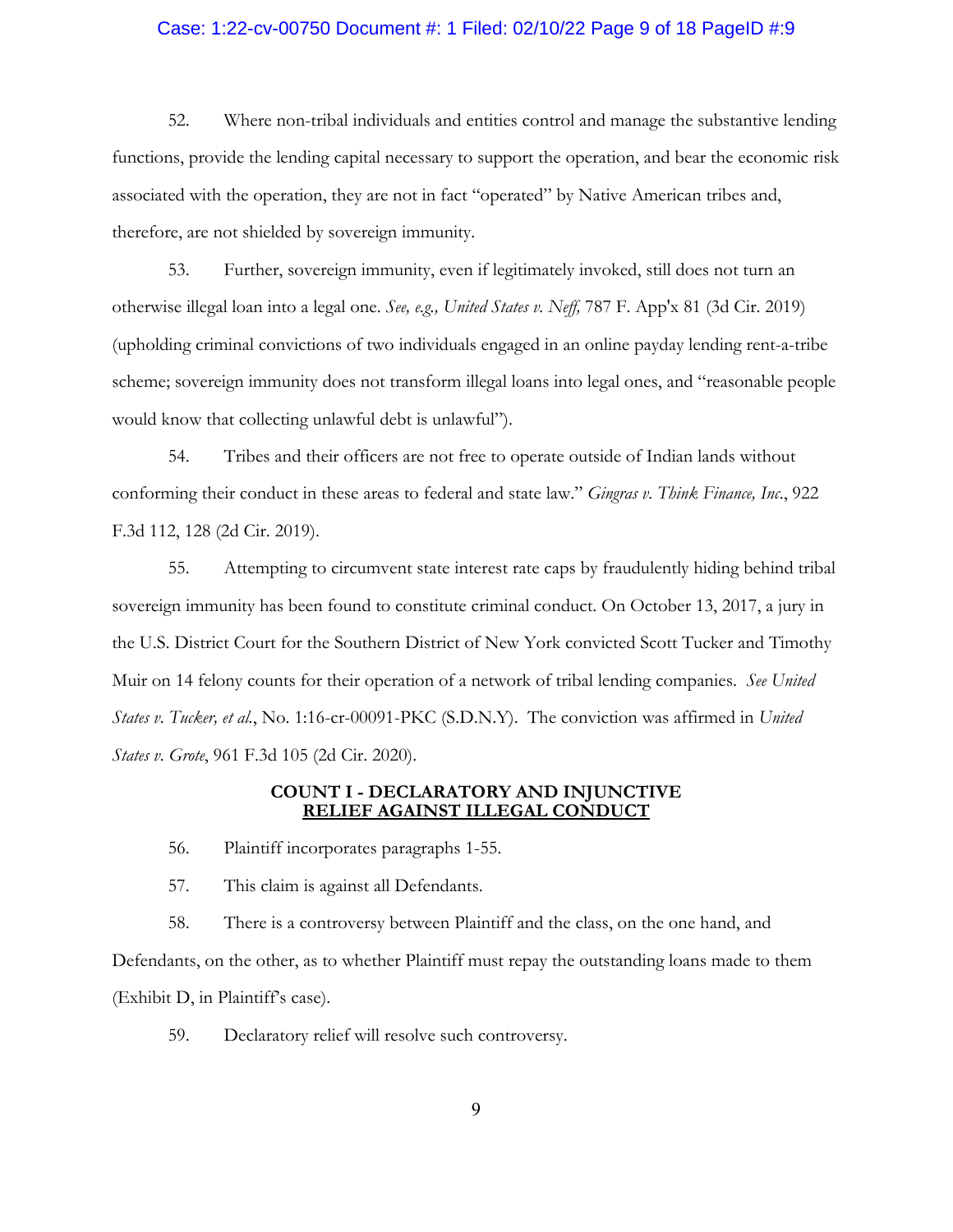52. Where non-tribal individuals and entities control and manage the substantive lending functions, provide the lending capital necessary to support the operation, and bear the economic risk associated with the operation, they are not in fact "operated" by Native American tribes and, therefore, are not shielded by sovereign immunity.

53. Further, sovereign immunity, even if legitimately invoked, still does not turn an otherwise illegal loan into a legal one. *See, e.g., United States v. Neff,* 787 F. App'x 81 (3d Cir. 2019) (upholding criminal convictions of two individuals engaged in an online payday lending rent-a-tribe scheme; sovereign immunity does not transform illegal loans into legal ones, and "reasonable people would know that collecting unlawful debt is unlawful").

54. Tribes and their officers are not free to operate outside of Indian lands without conforming their conduct in these areas to federal and state law." *Gingras v. Think Finance, Inc.*, 922 F.3d 112, 128 (2d Cir. 2019).

55. Attempting to circumvent state interest rate caps by fraudulently hiding behind tribal sovereign immunity has been found to constitute criminal conduct. On October 13, 2017, a jury in the U.S. District Court for the Southern District of New York convicted Scott Tucker and Timothy Muir on 14 felony counts for their operation of a network of tribal lending companies. *See United States v. Tucker, et al.*, No. 1:16-cr-00091-PKC (S.D.N.Y). The conviction was affirmed in *United States v. Grote*, 961 F.3d 105 (2d Cir. 2020).

## COUNT I - DECLARATORY AND INJUNCTIVE RELIEF AGAINST ILLEGAL CONDUCT

56. Plaintiff incorporates paragraphs 1-55.

57. This claim is against all Defendants.

58. There is a controversy between Plaintiff and the class, on the one hand, and Defendants, on the other, as to whether Plaintiff must repay the outstanding loans made to them (Exhibit D, in Plaintiff's case).

59. Declaratory relief will resolve such controversy.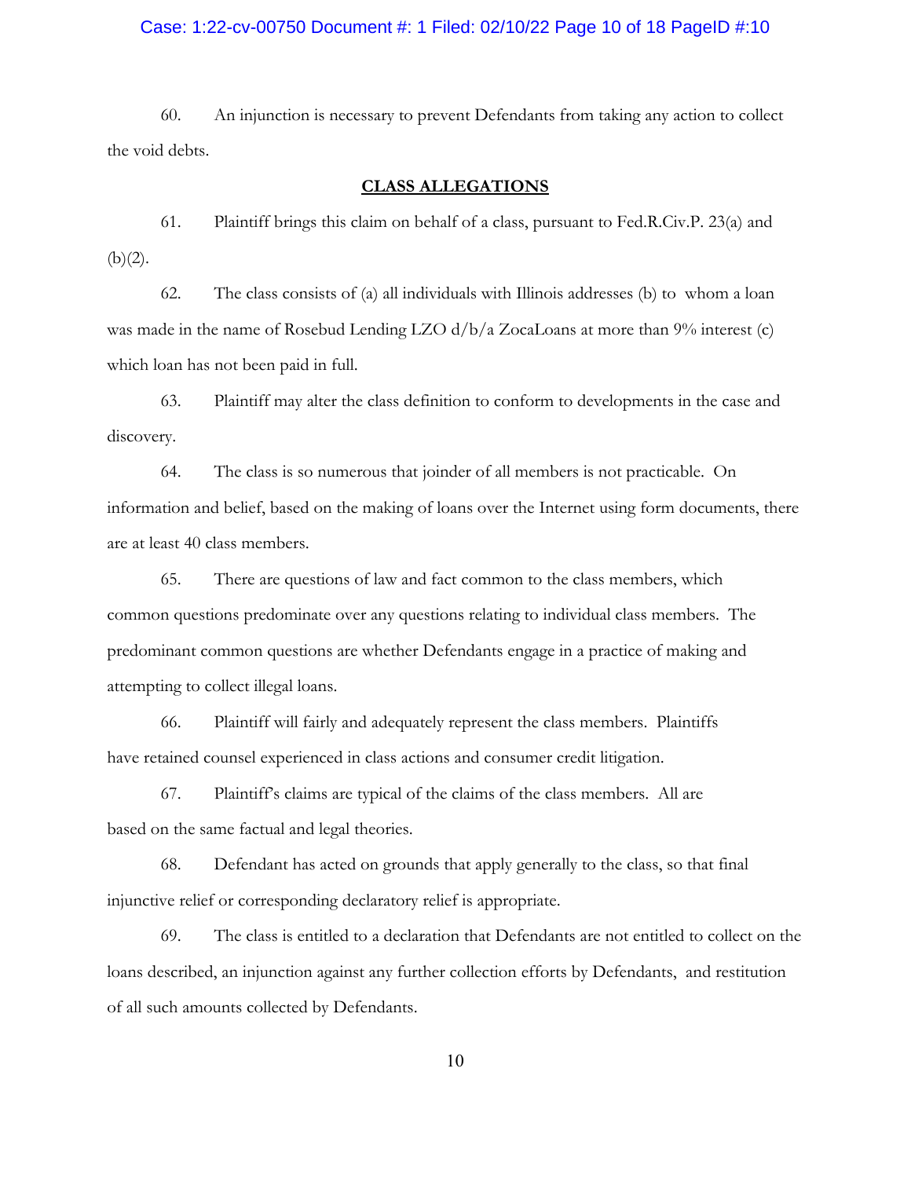60. An injunction is necessary to prevent Defendants from taking any action to collect the void debts.

## CLASS ALLEGATIONS

61. Plaintiff brings this claim on behalf of a class, pursuant to Fed.R.Civ.P. 23(a) and (b)(2).

62. The class consists of (a) all individuals with Illinois addresses (b) to whom a loan was made in the name of Rosebud Lending LZO d/b/a ZocaLoans at more than 9% interest (c) which loan has not been paid in full.

63. Plaintiff may alter the class definition to conform to developments in the case and discovery.

64. The class is so numerous that joinder of all members is not practicable. On information and belief, based on the making of loans over the Internet using form documents, there are at least 40 class members.

65. There are questions of law and fact common to the class members, which common questions predominate over any questions relating to individual class members. The predominant common questions are whether Defendants engage in a practice of making and attempting to collect illegal loans.

66. Plaintiff will fairly and adequately represent the class members. Plaintiffs have retained counsel experienced in class actions and consumer credit litigation.

67. Plaintiff's claims are typical of the claims of the class members. All are based on the same factual and legal theories.

68. Defendant has acted on grounds that apply generally to the class, so that final injunctive relief or corresponding declaratory relief is appropriate.

69. The class is entitled to a declaration that Defendants are not entitled to collect on the loans described, an injunction against any further collection efforts by Defendants, and restitution of all such amounts collected by Defendants.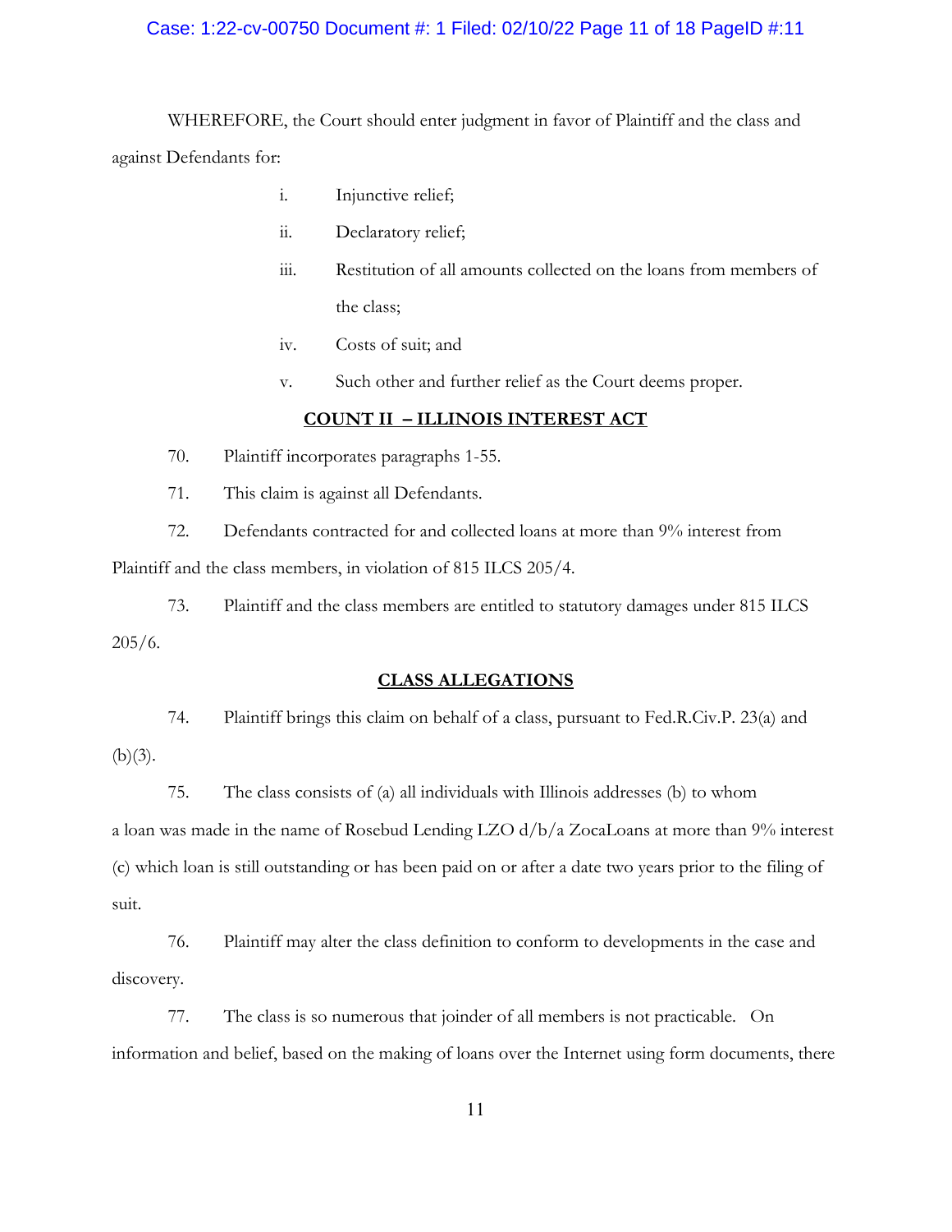WHEREFORE, the Court should enter judgment in favor of Plaintiff and the class and against Defendants for:

i. Injunctive relief;

ii. Declaratory relief;

iii. Restitution of all amounts collected on the loans from members of the class;

iv. Costs of suit; and

v. Such other and further relief as the Court deems proper.

**COUNT II – ILLINOIS INTEREST ACT**

70. Plaintiff incorporates paragraphs 1-55.

71. This claim is against all Defendants.

72. Defendants contracted for and collected loans at more than 9% interest from Plaintiff and the class members, in violation of 815 ILCS 205/4.

73. Plaintiff and the class members are entitled to statutory damages under 815 ILCS 205/6.

**CLASS ALLEGATIONS**

74. Plaintiff brings this claim on behalf of a class, pursuant to Fed.R.Civ.P. 23(a) and (b)(3).

75. The class consists of (a) all individuals with Illinois addresses (b) to whom a loan was made in the name of Rosebud Lending LZO d/b/a ZocaLoans at more than 9% interest (c) which loan is still outstanding or has been paid on or after a date two years prior to the filing of suit.

76. Plaintiff may alter the class definition to conform to developments in the case and discovery.

77. The class is so numerous that joinder of all members is not practicable. On information and belief, based on the making of loans over the Internet using form documents, there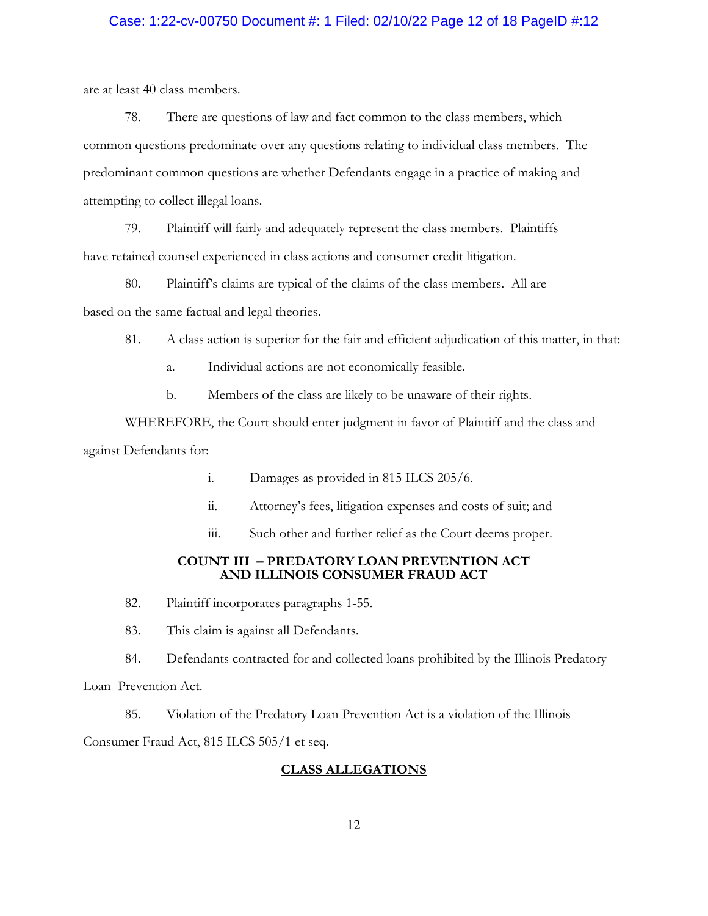are at least 40 class members.

78. There are questions of law and fact common to the class members, which common questions predominate over any questions relating to individual class members. The predominant common questions are whether Defendants engage in a practice of making and attempting to collect illegal loans.

79. Plaintiff will fairly and adequately represent the class members. Plaintiffs have retained counsel experienced in class actions and consumer credit litigation.

80. Plaintiff's claims are typical of the claims of the class members. All are based on the same factual and legal theories.

81. A class action is superior for the fair and efficient adjudication of this matter, in that:

   a. Individual actions are not economically feasible.

   b. Members of the class are likely to be unaware of their rights.

WHEREFORE, the Court should enter judgment in favor of Plaintiff and the class and against Defendants for:

   i. Damages as provided in 815 ILCS 205/6.

   ii. Attorney's fees, litigation expenses and costs of suit; and

   iii. Such other and further relief as the Court deems proper.

## COUNT III – PREDATORY LOAN PREVENTION ACT AND ILLINOIS CONSUMER FRAUD ACT

82. Plaintiff incorporates paragraphs 1-55.

83. This claim is against all Defendants.

84. Defendants contracted for and collected loans prohibited by the Illinois Predatory Loan Prevention Act.

85. Violation of the Predatory Loan Prevention Act is a violation of the Illinois Consumer Fraud Act, 815 ILCS 505/1 et seq.

## CLASS ALLEGATIONS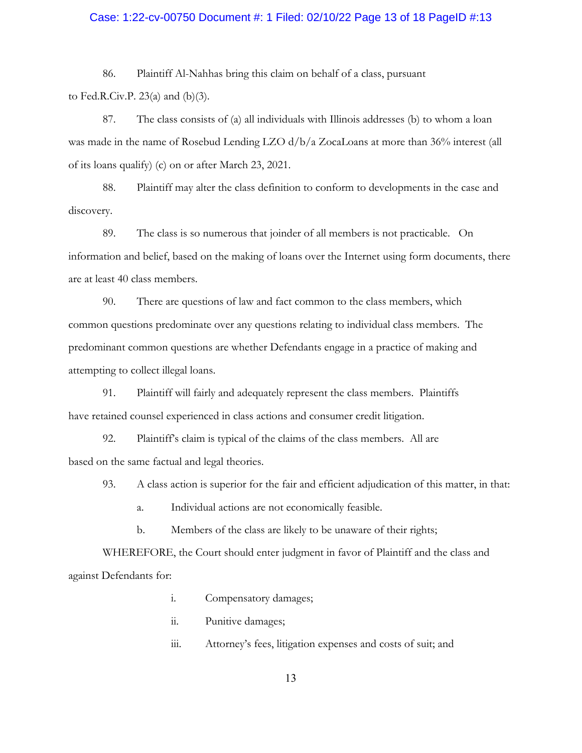86. Plaintiff Al-Nahhas bring this claim on behalf of a class, pursuant to Fed.R.Civ.P. 23(a) and (b)(3).

87. The class consists of (a) all individuals with Illinois addresses (b) to whom a loan was made in the name of Rosebud Lending LZO d/b/a ZocaLoans at more than 36% interest (all of its loans qualify) (c) on or after March 23, 2021.

88. Plaintiff may alter the class definition to conform to developments in the case and discovery.

89. The class is so numerous that joinder of all members is not practicable. On information and belief, based on the making of loans over the Internet using form documents, there are at least 40 class members.

90. There are questions of law and fact common to the class members, which common questions predominate over any questions relating to individual class members. The predominant common questions are whether Defendants engage in a practice of making and attempting to collect illegal loans.

91. Plaintiff will fairly and adequately represent the class members. Plaintiffs have retained counsel experienced in class actions and consumer credit litigation.

92. Plaintiff's claim is typical of the claims of the class members. All are based on the same factual and legal theories.

93. A class action is superior for the fair and efficient adjudication of this matter, in that:

a. Individual actions are not economically feasible.

b. Members of the class are likely to be unaware of their rights;

WHEREFORE, the Court should enter judgment in favor of Plaintiff and the class and against Defendants for:

i. Compensatory damages;

ii. Punitive damages;

iii. Attorney's fees, litigation expenses and costs of suit; and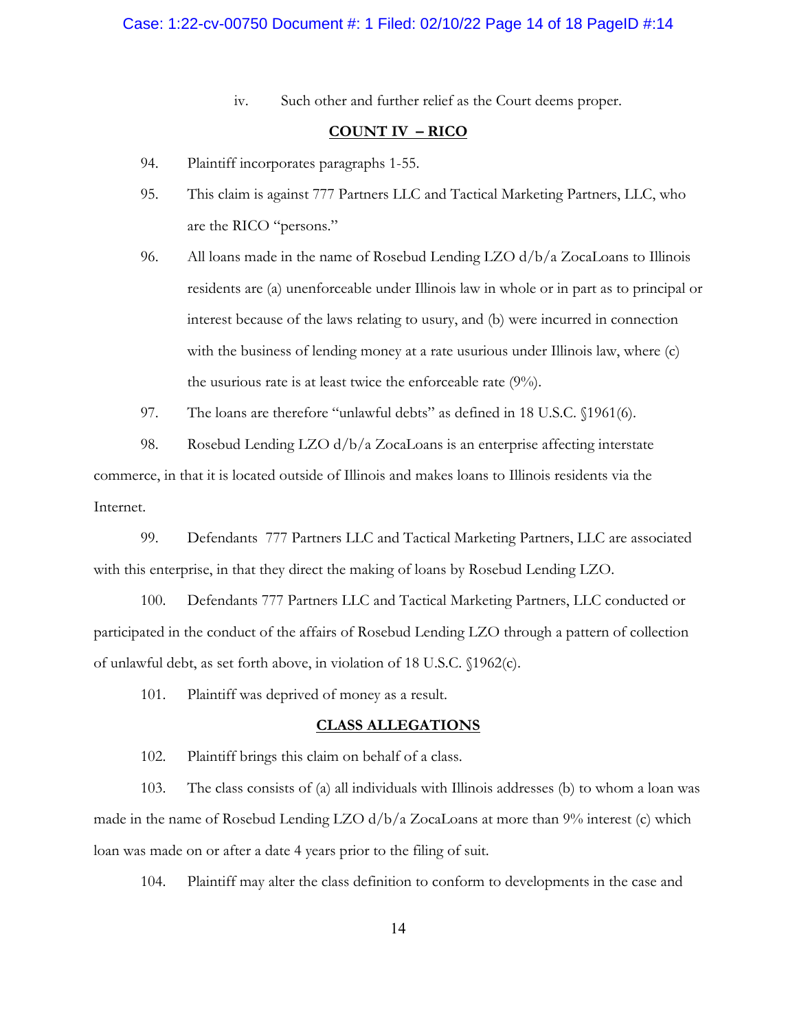iv. Such other and further relief as the Court deems proper.

## COUNT IV – RICO

94. Plaintiff incorporates paragraphs 1-55.

95. This claim is against 777 Partners LLC and Tactical Marketing Partners, LLC, who are the RICO "persons."

96. All loans made in the name of Rosebud Lending LZO d/b/a ZocaLoans to Illinois residents are (a) unenforceable under Illinois law in whole or in part as to principal or interest because of the laws relating to usury, and (b) were incurred in connection with the business of lending money at a rate usurious under Illinois law, where (c) the usurious rate is at least twice the enforceable rate (9%).

97. The loans are therefore "unlawful debts" as defined in 18 U.S.C. §1961(6).

98. Rosebud Lending LZO d/b/a ZocaLoans is an enterprise affecting interstate commerce, in that it is located outside of Illinois and makes loans to Illinois residents via the Internet.

99. Defendants 777 Partners LLC and Tactical Marketing Partners, LLC are associated with this enterprise, in that they direct the making of loans by Rosebud Lending LZO.

100. Defendants 777 Partners LLC and Tactical Marketing Partners, LLC conducted or participated in the conduct of the affairs of Rosebud Lending LZO through a pattern of collection of unlawful debt, as set forth above, in violation of 18 U.S.C. §1962(c).

101. Plaintiff was deprived of money as a result.

## CLASS ALLEGATIONS

102. Plaintiff brings this claim on behalf of a class.

103. The class consists of (a) all individuals with Illinois addresses (b) to whom a loan was made in the name of Rosebud Lending LZO d/b/a ZocaLoans at more than 9% interest (c) which loan was made on or after a date 4 years prior to the filing of suit.

104. Plaintiff may alter the class definition to conform to developments in the case and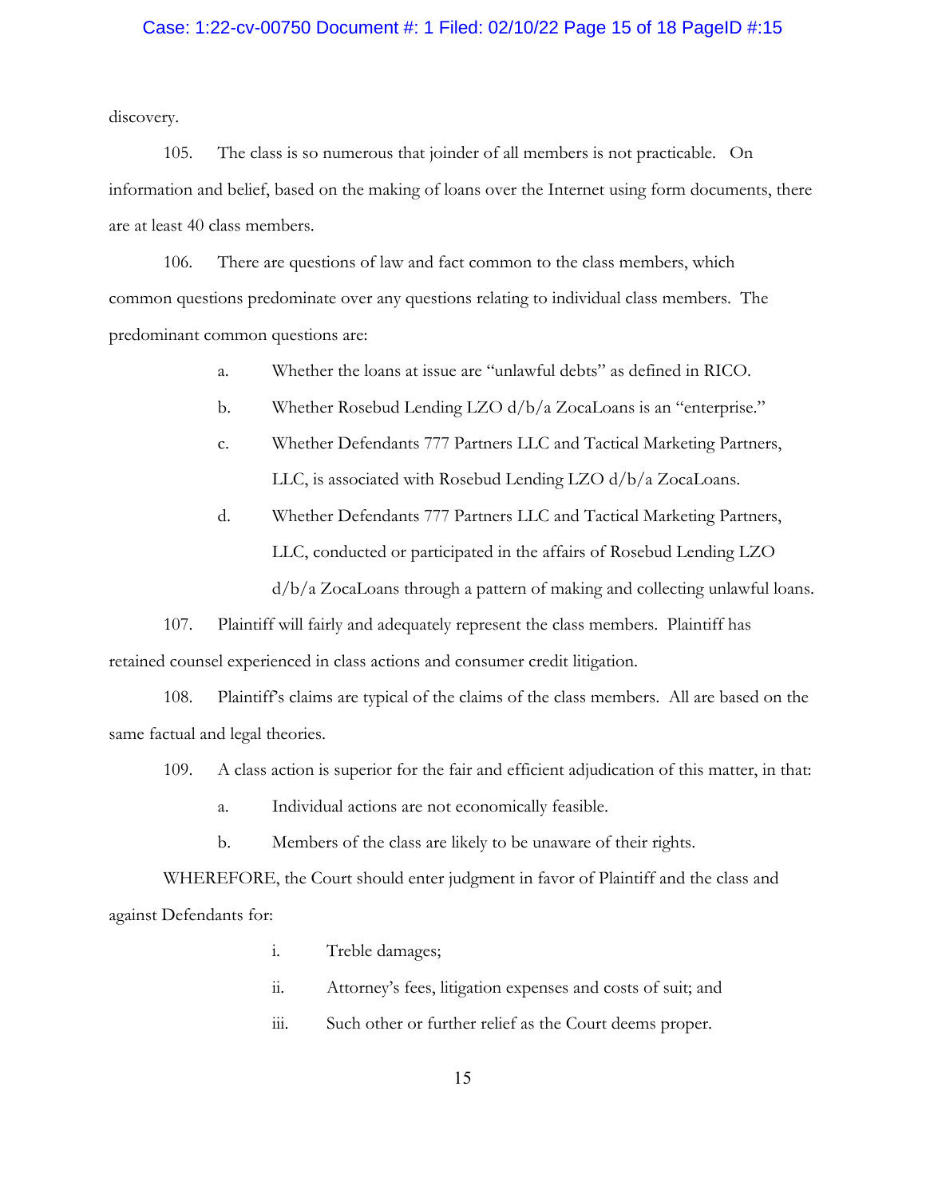discovery.

105. The class is so numerous that joinder of all members is not practicable. On information and belief, based on the making of loans over the Internet using form documents, there are at least 40 class members.

106. There are questions of law and fact common to the class members, which common questions predominate over any questions relating to individual class members. The predominant common questions are:

a. Whether the loans at issue are "unlawful debts" as defined in RICO.

b. Whether Rosebud Lending LZO d/b/a ZocaLoans is an "enterprise."

c. Whether Defendants 777 Partners LLC and Tactical Marketing Partners, LLC, is associated with Rosebud Lending LZO d/b/a ZocaLoans.

d. Whether Defendants 777 Partners LLC and Tactical Marketing Partners, LLC, conducted or participated in the affairs of Rosebud Lending LZO d/b/a ZocaLoans through a pattern of making and collecting unlawful loans.

107. Plaintiff will fairly and adequately represent the class members. Plaintiff has retained counsel experienced in class actions and consumer credit litigation.

108. Plaintiff's claims are typical of the claims of the class members. All are based on the same factual and legal theories.

109. A class action is superior for the fair and efficient adjudication of this matter, in that:

a. Individual actions are not economically feasible.

b. Members of the class are likely to be unaware of their rights.

WHEREFORE, the Court should enter judgment in favor of Plaintiff and the class and against Defendants for:

i. Treble damages;

ii. Attorney's fees, litigation expenses and costs of suit; and

iii. Such other or further relief as the Court deems proper.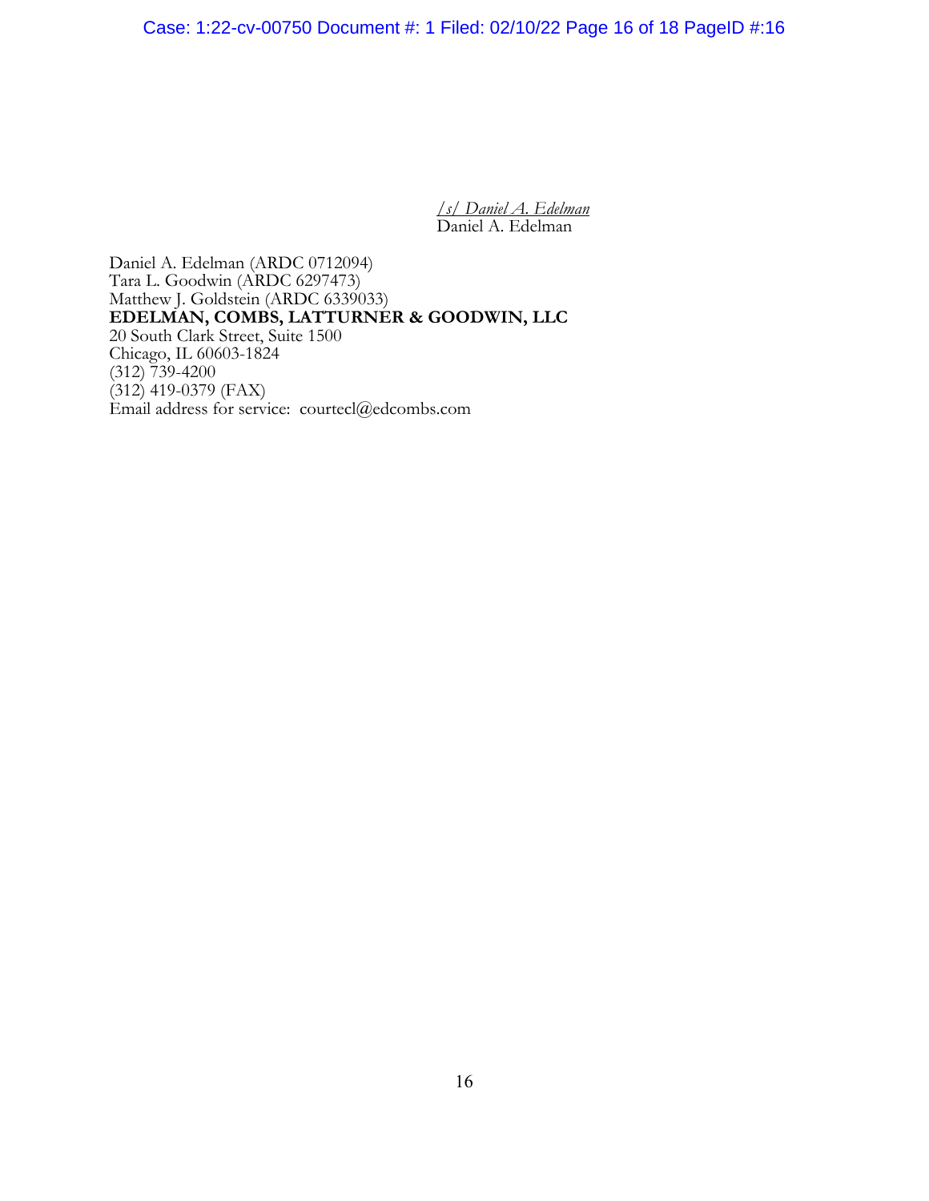/s/ Daniel A. Edelman
Daniel A. Edelman

Daniel A. Edelman (ARDC 0712094)
Tara L. Goodwin (ARDC 6297473)
Matthew J. Goldstein (ARDC 6339033)
**EDELMAN, COMBS, LATTURNER & GOODWIN, LLC**
20 South Clark Street, Suite 1500
Chicago, IL 60603-1824
(312) 739-4200
(312) 419-0379 (FAX)
Email address for service: courtecl@edcombs.com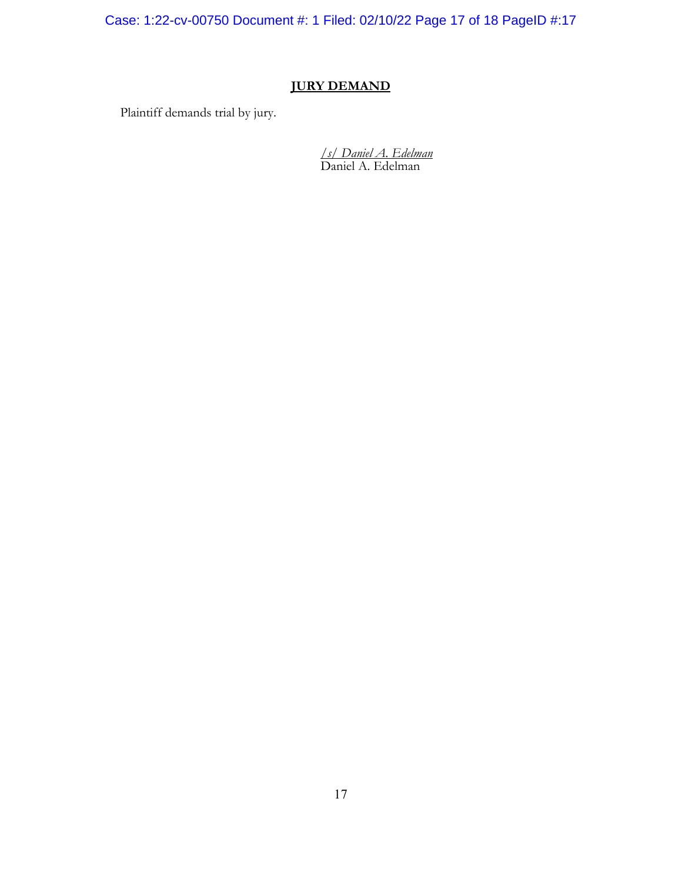## JURY DEMAND

Plaintiff demands trial by jury.

*/s/ Daniel A. Edelman*
Daniel A. Edelman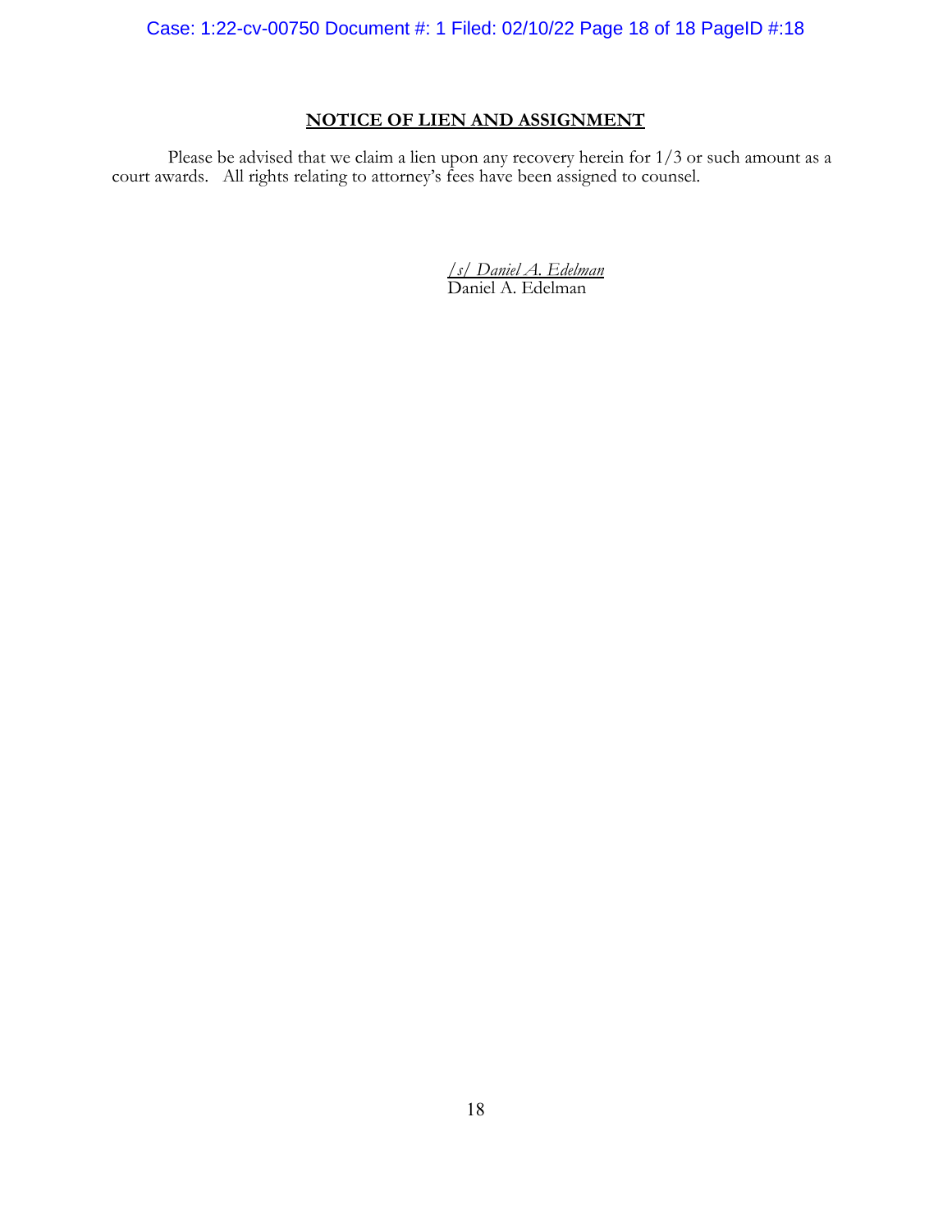**NOTICE OF LIEN AND ASSIGNMENT**

Please be advised that we claim a lien upon any recovery herein for 1/3 or such amount as a court awards. All rights relating to attorney's fees have been assigned to counsel.

*/s/ Daniel A. Edelman*
Daniel A. Edelman